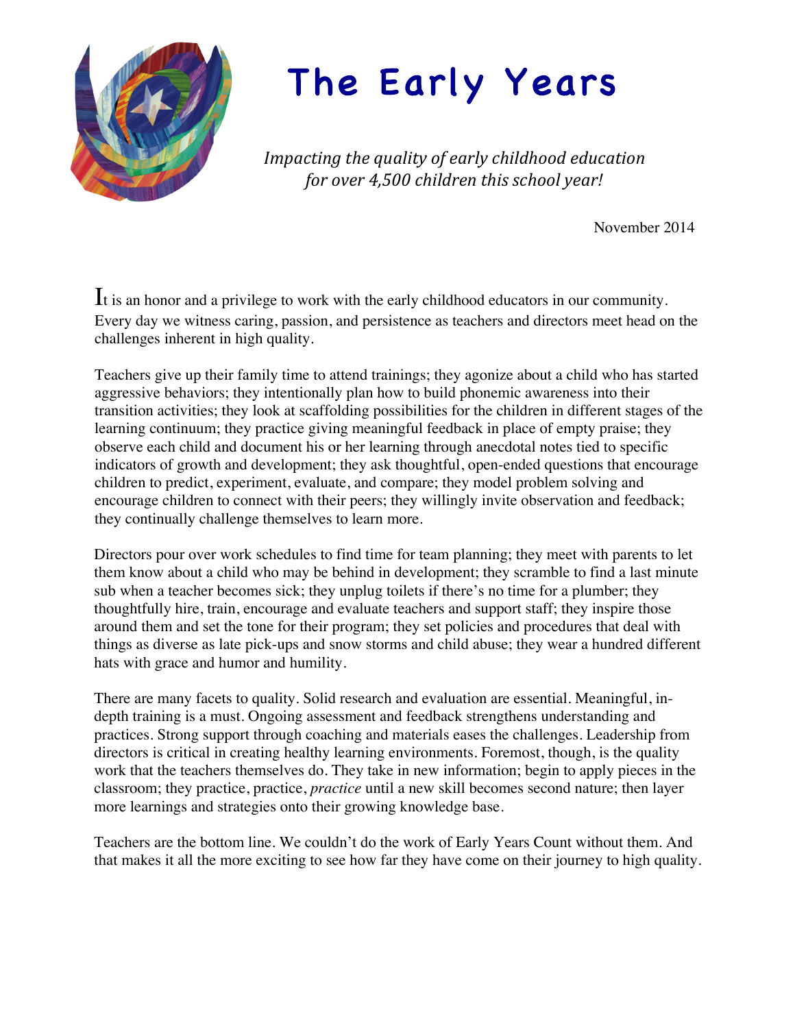# The Early Years

*Impacting the quality of early childhood education for over 4,500 children this school year!*

November 2014

It is an honor and a privilege to work with the early childhood educators in our community. Every day we witness caring, passion, and persistence as teachers and directors meet head on the challenges inherent in high quality.

Teachers give up their family time to attend trainings; they agonize about a child who has started aggressive behaviors; they intentionally plan how to build phonemic awareness into their transition activities; they look at scaffolding possibilities for the children in different stages of the learning continuum; they practice giving meaningful feedback in place of empty praise; they observe each child and document his or her learning through anecdotal notes tied to specific indicators of growth and development; they ask thoughtful, open-ended questions that encourage children to predict, experiment, evaluate, and compare; they model problem solving and encourage children to connect with their peers; they willingly invite observation and feedback; they continually challenge themselves to learn more.

Directors pour over work schedules to find time for team planning; they meet with parents to let them know about a child who may be behind in development; they scramble to find a last minute sub when a teacher becomes sick; they unplug toilets if there's no time for a plumber; they thoughtfully hire, train, encourage and evaluate teachers and support staff; they inspire those around them and set the tone for their program; they set policies and procedures that deal with things as diverse as late pick-ups and snow storms and child abuse; they wear a hundred different hats with grace and humor and humility.

There are many facets to quality. Solid research and evaluation are essential. Meaningful, in-depth training is a must. Ongoing assessment and feedback strengthens understanding and practices. Strong support through coaching and materials eases the challenges. Leadership from directors is critical in creating healthy learning environments. Foremost, though, is the quality work that the teachers themselves do. They take in new information; begin to apply pieces in the classroom; they practice, practice, *practice* until a new skill becomes second nature; then layer more learnings and strategies onto their growing knowledge base.

Teachers are the bottom line. We couldn't do the work of Early Years Count without them. And that makes it all the more exciting to see how far they have come on their journey to high quality.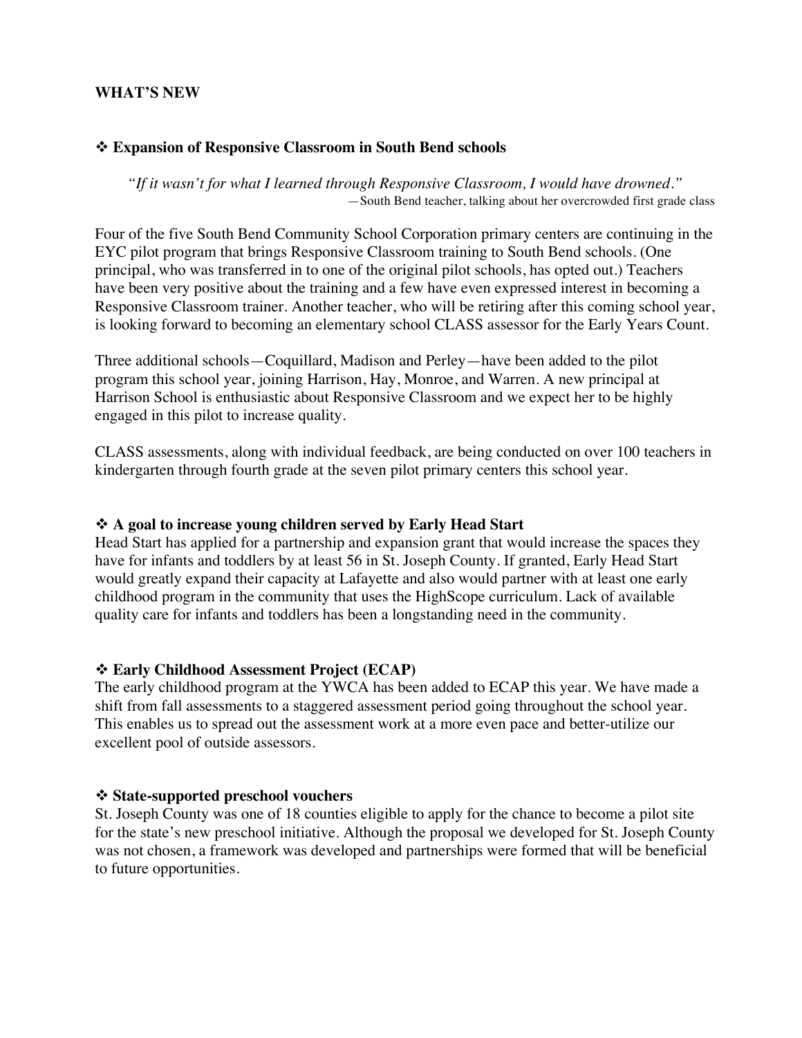## WHAT'S NEW

### ❖ Expansion of Responsive Classroom in South Bend schools

> *"If it wasn't for what I learned through Responsive Classroom, I would have drowned."*
> —South Bend teacher, talking about her overcrowded first grade class

Four of the five South Bend Community School Corporation primary centers are continuing in the EYC pilot program that brings Responsive Classroom training to South Bend schools. (One principal, who was transferred in to one of the original pilot schools, has opted out.) Teachers have been very positive about the training and a few have even expressed interest in becoming a Responsive Classroom trainer. Another teacher, who will be retiring after this coming school year, is looking forward to becoming an elementary school CLASS assessor for the Early Years Count.

Three additional schools—Coquillard, Madison and Perley—have been added to the pilot program this school year, joining Harrison, Hay, Monroe, and Warren. A new principal at Harrison School is enthusiastic about Responsive Classroom and we expect her to be highly engaged in this pilot to increase quality.

CLASS assessments, along with individual feedback, are being conducted on over 100 teachers in kindergarten through fourth grade at the seven pilot primary centers this school year.

### ❖ A goal to increase young children served by Early Head Start

Head Start has applied for a partnership and expansion grant that would increase the spaces they have for infants and toddlers by at least 56 in St. Joseph County. If granted, Early Head Start would greatly expand their capacity at Lafayette and also would partner with at least one early childhood program in the community that uses the HighScope curriculum. Lack of available quality care for infants and toddlers has been a longstanding need in the community.

### ❖ Early Childhood Assessment Project (ECAP)

The early childhood program at the YWCA has been added to ECAP this year. We have made a shift from fall assessments to a staggered assessment period going throughout the school year. This enables us to spread out the assessment work at a more even pace and better-utilize our excellent pool of outside assessors.

### ❖ State-supported preschool vouchers

St. Joseph County was one of 18 counties eligible to apply for the chance to become a pilot site for the state's new preschool initiative. Although the proposal we developed for St. Joseph County was not chosen, a framework was developed and partnerships were formed that will be beneficial to future opportunities.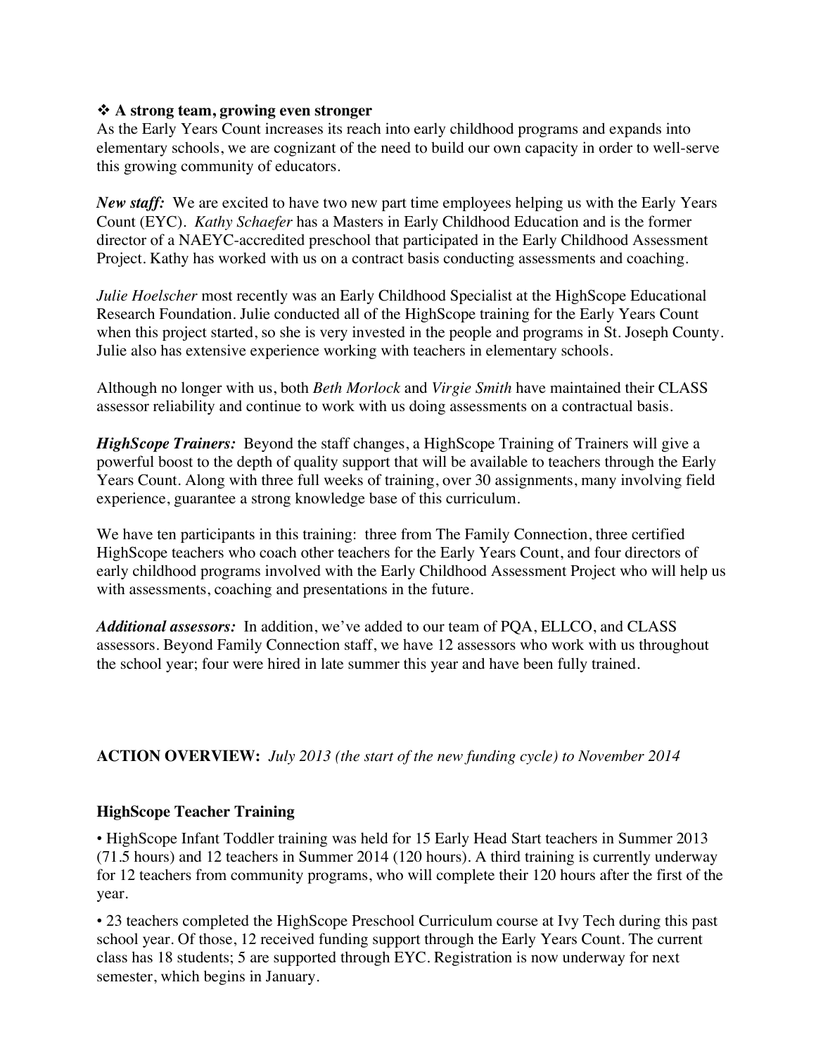❖ **A strong team, growing even stronger**

As the Early Years Count increases its reach into early childhood programs and expands into elementary schools, we are cognizant of the need to build our own capacity in order to well-serve this growing community of educators.

***New staff:*** We are excited to have two new part time employees helping us with the Early Years Count (EYC). *Kathy Schaefer* has a Masters in Early Childhood Education and is the former director of a NAEYC-accredited preschool that participated in the Early Childhood Assessment Project. Kathy has worked with us on a contract basis conducting assessments and coaching.

*Julie Hoelscher* most recently was an Early Childhood Specialist at the HighScope Educational Research Foundation. Julie conducted all of the HighScope training for the Early Years Count when this project started, so she is very invested in the people and programs in St. Joseph County. Julie also has extensive experience working with teachers in elementary schools.

Although no longer with us, both *Beth Morlock* and *Virgie Smith* have maintained their CLASS assessor reliability and continue to work with us doing assessments on a contractual basis.

***HighScope Trainers:*** Beyond the staff changes, a HighScope Training of Trainers will give a powerful boost to the depth of quality support that will be available to teachers through the Early Years Count. Along with three full weeks of training, over 30 assignments, many involving field experience, guarantee a strong knowledge base of this curriculum.

We have ten participants in this training: three from The Family Connection, three certified HighScope teachers who coach other teachers for the Early Years Count, and four directors of early childhood programs involved with the Early Childhood Assessment Project who will help us with assessments, coaching and presentations in the future.

***Additional assessors:*** In addition, we've added to our team of PQA, ELLCO, and CLASS assessors. Beyond Family Connection staff, we have 12 assessors who work with us throughout the school year; four were hired in late summer this year and have been fully trained.

**ACTION OVERVIEW:** *July 2013 (the start of the new funding cycle) to November 2014*

**HighScope Teacher Training**

• HighScope Infant Toddler training was held for 15 Early Head Start teachers in Summer 2013 (71.5 hours) and 12 teachers in Summer 2014 (120 hours). A third training is currently underway for 12 teachers from community programs, who will complete their 120 hours after the first of the year.

• 23 teachers completed the HighScope Preschool Curriculum course at Ivy Tech during this past school year. Of those, 12 received funding support through the Early Years Count. The current class has 18 students; 5 are supported through EYC. Registration is now underway for next semester, which begins in January.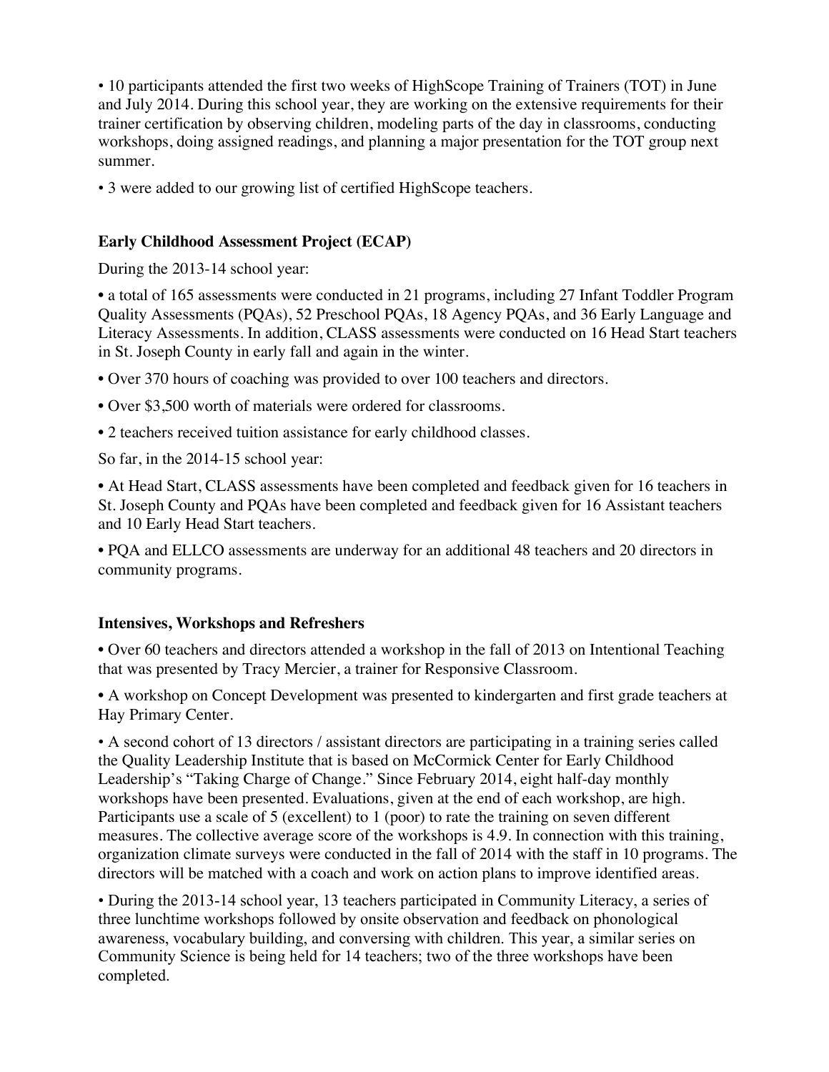- 10 participants attended the first two weeks of HighScope Training of Trainers (TOT) in June and July 2014. During this school year, they are working on the extensive requirements for their trainer certification by observing children, modeling parts of the day in classrooms, conducting workshops, doing assigned readings, and planning a major presentation for the TOT group next summer.
- 3 were added to our growing list of certified HighScope teachers.

**Early Childhood Assessment Project (ECAP)**

During the 2013-14 school year:

- a total of 165 assessments were conducted in 21 programs, including 27 Infant Toddler Program Quality Assessments (PQAs), 52 Preschool PQAs, 18 Agency PQAs, and 36 Early Language and Literacy Assessments. In addition, CLASS assessments were conducted on 16 Head Start teachers in St. Joseph County in early fall and again in the winter.
- Over 370 hours of coaching was provided to over 100 teachers and directors.
- Over $3,500 worth of materials were ordered for classrooms.
- 2 teachers received tuition assistance for early childhood classes.

So far, in the 2014-15 school year:

- At Head Start, CLASS assessments have been completed and feedback given for 16 teachers in St. Joseph County and PQAs have been completed and feedback given for 16 Assistant teachers and 10 Early Head Start teachers.
- PQA and ELLCO assessments are underway for an additional 48 teachers and 20 directors in community programs.

**Intensives, Workshops and Refreshers**

- Over 60 teachers and directors attended a workshop in the fall of 2013 on Intentional Teaching that was presented by Tracy Mercier, a trainer for Responsive Classroom.
- A workshop on Concept Development was presented to kindergarten and first grade teachers at Hay Primary Center.
- A second cohort of 13 directors / assistant directors are participating in a training series called the Quality Leadership Institute that is based on McCormick Center for Early Childhood Leadership's "Taking Charge of Change." Since February 2014, eight half-day monthly workshops have been presented. Evaluations, given at the end of each workshop, are high. Participants use a scale of 5 (excellent) to 1 (poor) to rate the training on seven different measures. The collective average score of the workshops is 4.9. In connection with this training, organization climate surveys were conducted in the fall of 2014 with the staff in 10 programs. The directors will be matched with a coach and work on action plans to improve identified areas.
- During the 2013-14 school year, 13 teachers participated in Community Literacy, a series of three lunchtime workshops followed by onsite observation and feedback on phonological awareness, vocabulary building, and conversing with children. This year, a similar series on Community Science is being held for 14 teachers; two of the three workshops have been completed.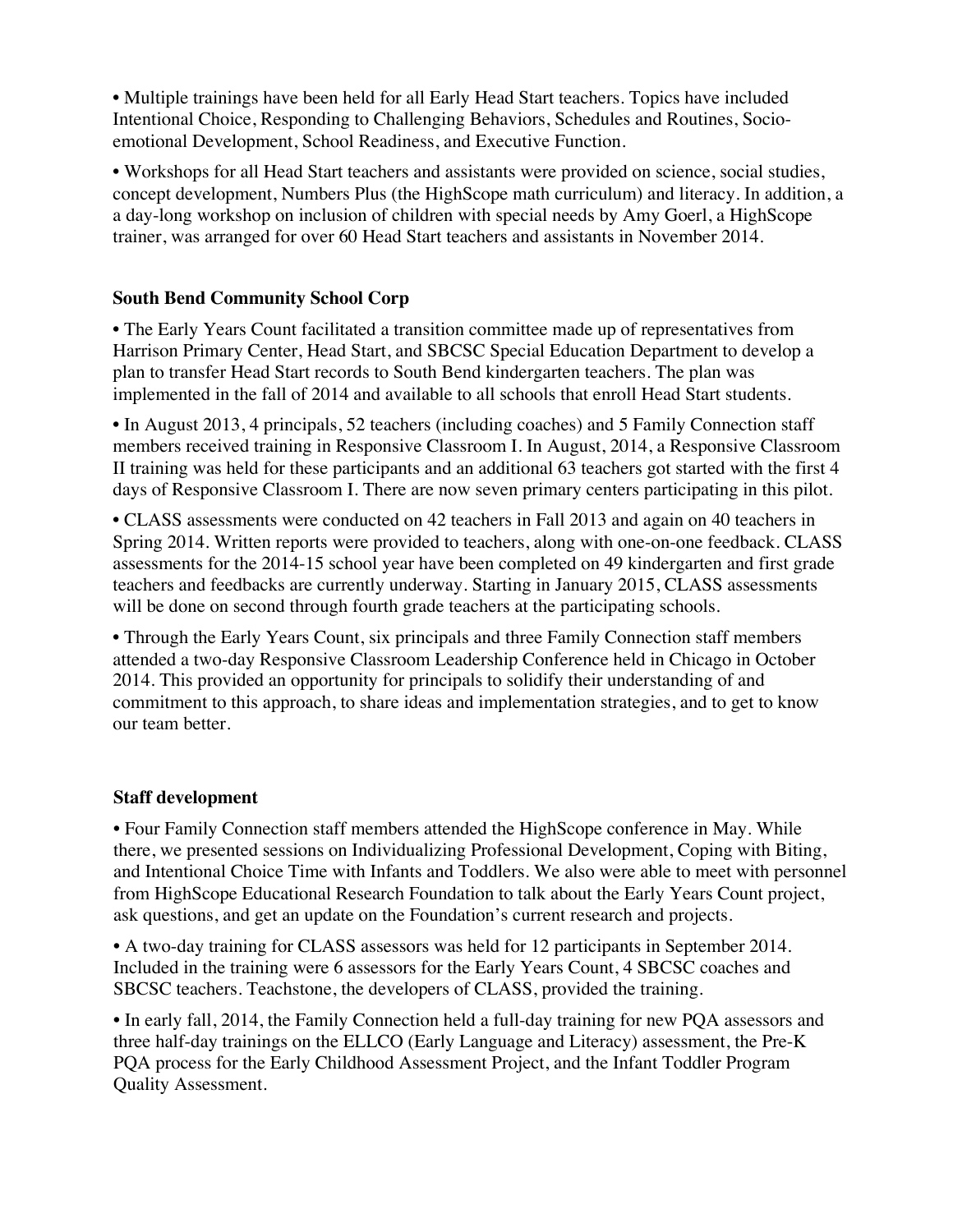• Multiple trainings have been held for all Early Head Start teachers. Topics have included Intentional Choice, Responding to Challenging Behaviors, Schedules and Routines, Socio-emotional Development, School Readiness, and Executive Function.

• Workshops for all Head Start teachers and assistants were provided on science, social studies, concept development, Numbers Plus (the HighScope math curriculum) and literacy. In addition, a a day-long workshop on inclusion of children with special needs by Amy Goerl, a HighScope trainer, was arranged for over 60 Head Start teachers and assistants in November 2014.

**South Bend Community School Corp**

• The Early Years Count facilitated a transition committee made up of representatives from Harrison Primary Center, Head Start, and SBCSC Special Education Department to develop a plan to transfer Head Start records to South Bend kindergarten teachers. The plan was implemented in the fall of 2014 and available to all schools that enroll Head Start students.

• In August 2013, 4 principals, 52 teachers (including coaches) and 5 Family Connection staff members received training in Responsive Classroom I. In August, 2014, a Responsive Classroom II training was held for these participants and an additional 63 teachers got started with the first 4 days of Responsive Classroom I. There are now seven primary centers participating in this pilot.

• CLASS assessments were conducted on 42 teachers in Fall 2013 and again on 40 teachers in Spring 2014. Written reports were provided to teachers, along with one-on-one feedback. CLASS assessments for the 2014-15 school year have been completed on 49 kindergarten and first grade teachers and feedbacks are currently underway. Starting in January 2015, CLASS assessments will be done on second through fourth grade teachers at the participating schools.

• Through the Early Years Count, six principals and three Family Connection staff members attended a two-day Responsive Classroom Leadership Conference held in Chicago in October 2014. This provided an opportunity for principals to solidify their understanding of and commitment to this approach, to share ideas and implementation strategies, and to get to know our team better.

**Staff development**

• Four Family Connection staff members attended the HighScope conference in May. While there, we presented sessions on Individualizing Professional Development, Coping with Biting, and Intentional Choice Time with Infants and Toddlers. We also were able to meet with personnel from HighScope Educational Research Foundation to talk about the Early Years Count project, ask questions, and get an update on the Foundation's current research and projects.

• A two-day training for CLASS assessors was held for 12 participants in September 2014. Included in the training were 6 assessors for the Early Years Count, 4 SBCSC coaches and SBCSC teachers. Teachstone, the developers of CLASS, provided the training.

• In early fall, 2014, the Family Connection held a full-day training for new PQA assessors and three half-day trainings on the ELLCO (Early Language and Literacy) assessment, the Pre-K PQA process for the Early Childhood Assessment Project, and the Infant Toddler Program Quality Assessment.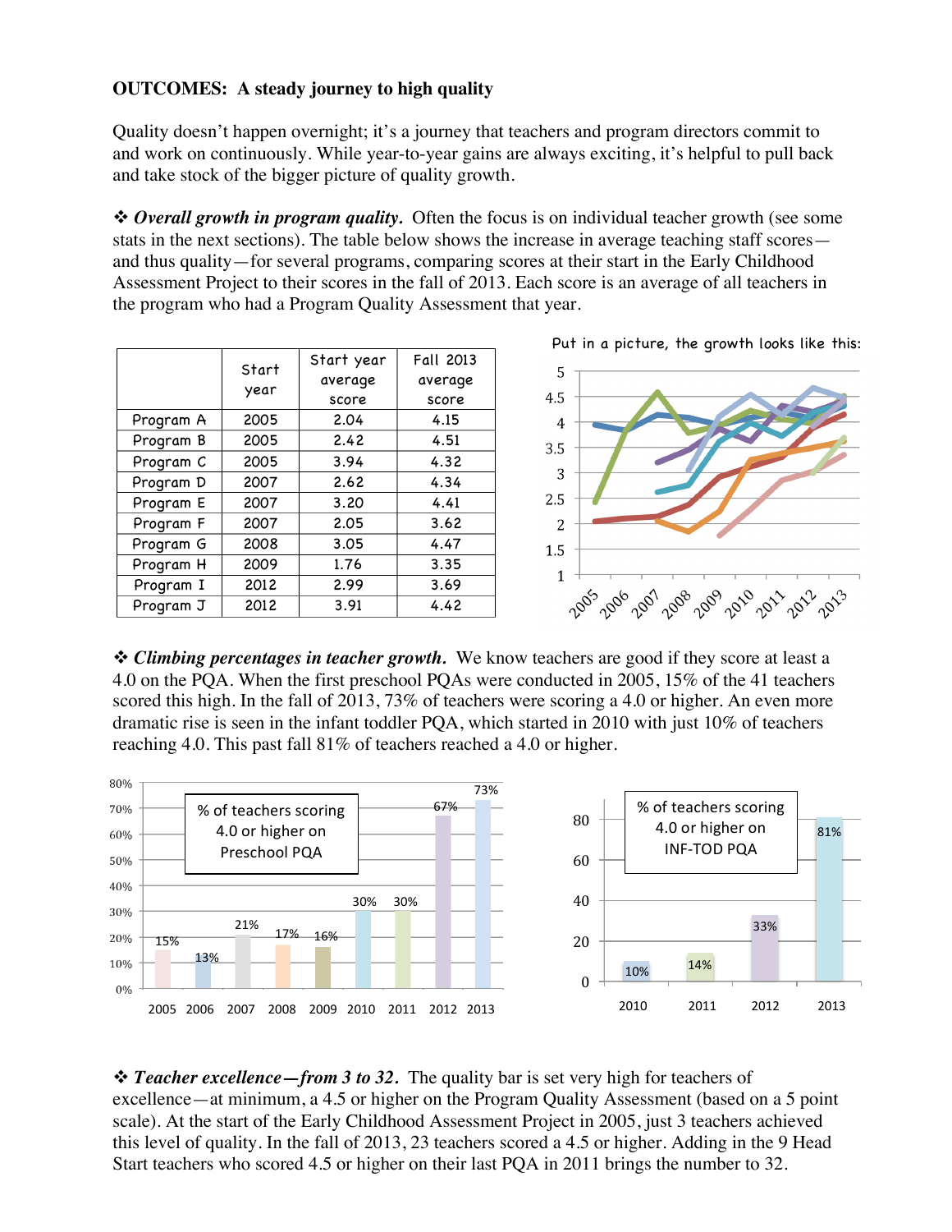**OUTCOMES: A steady journey to high quality**

Quality doesn't happen overnight; it's a journey that teachers and program directors commit to and work on continuously. While year-to-year gains are always exciting, it's helpful to pull back and take stock of the bigger picture of quality growth.

❖ ***Overall growth in program quality.*** Often the focus is on individual teacher growth (see some stats in the next sections). The table below shows the increase in average teaching staff scores—and thus quality—for several programs, comparing scores at their start in the Early Childhood Assessment Project to their scores in the fall of 2013. Each score is an average of all teachers in the program who had a Program Quality Assessment that year.

| | Start year | Start year average score | Fall 2013 average score |
|---|---|---|---|
| Program A | 2005 | 2.04 | 4.15 |
| Program B | 2005 | 2.42 | 4.51 |
| Program C | 2005 | 3.94 | 4.32 |
| Program D | 2007 | 2.62 | 4.34 |
| Program E | 2007 | 3.20 | 4.41 |
| Program F | 2007 | 2.05 | 3.62 |
| Program G | 2008 | 3.05 | 4.47 |
| Program H | 2009 | 1.76 | 3.35 |
| Program I | 2012 | 2.99 | 3.69 |
| Program J | 2012 | 3.91 | 4.42 |

Put in a picture, the growth looks like this:

5
4.5
4
3.5
3
2.5
2
1.5
1

2005 2006 2007 2008 2009 2010 2011 2012 2013

❖ ***Climbing percentages in teacher growth.*** We know teachers are good if they score at least a 4.0 on the PQA. When the first preschool PQAs were conducted in 2005, 15% of the 41 teachers scored this high. In the fall of 2013, 73% of teachers were scoring a 4.0 or higher. An even more dramatic rise is seen in the infant toddler PQA, which started in 2010 with just 10% of teachers reaching 4.0. This past fall 81% of teachers reached a 4.0 or higher.

% of teachers scoring 4.0 or higher on Preschool PQA

80%
70%
60%
50%
40%
30%
20%
10%
0%

15% 13% 21% 17% 16% 30% 30% 67% 73%

2005 2006 2007 2008 2009 2010 2011 2012 2013

% of teachers scoring 4.0 or higher on INF-TOD PQA

80
60
40
20
0

10% 14% 33% 81%

2010 2011 2012 2013

❖ ***Teacher excellence—from 3 to 32.*** The quality bar is set very high for teachers of excellence—at minimum, a 4.5 or higher on the Program Quality Assessment (based on a 5 point scale). At the start of the Early Childhood Assessment Project in 2005, just 3 teachers achieved this level of quality. In the fall of 2013, 23 teachers scored a 4.5 or higher. Adding in the 9 Head Start teachers who scored 4.5 or higher on their last PQA in 2011 brings the number to 32.